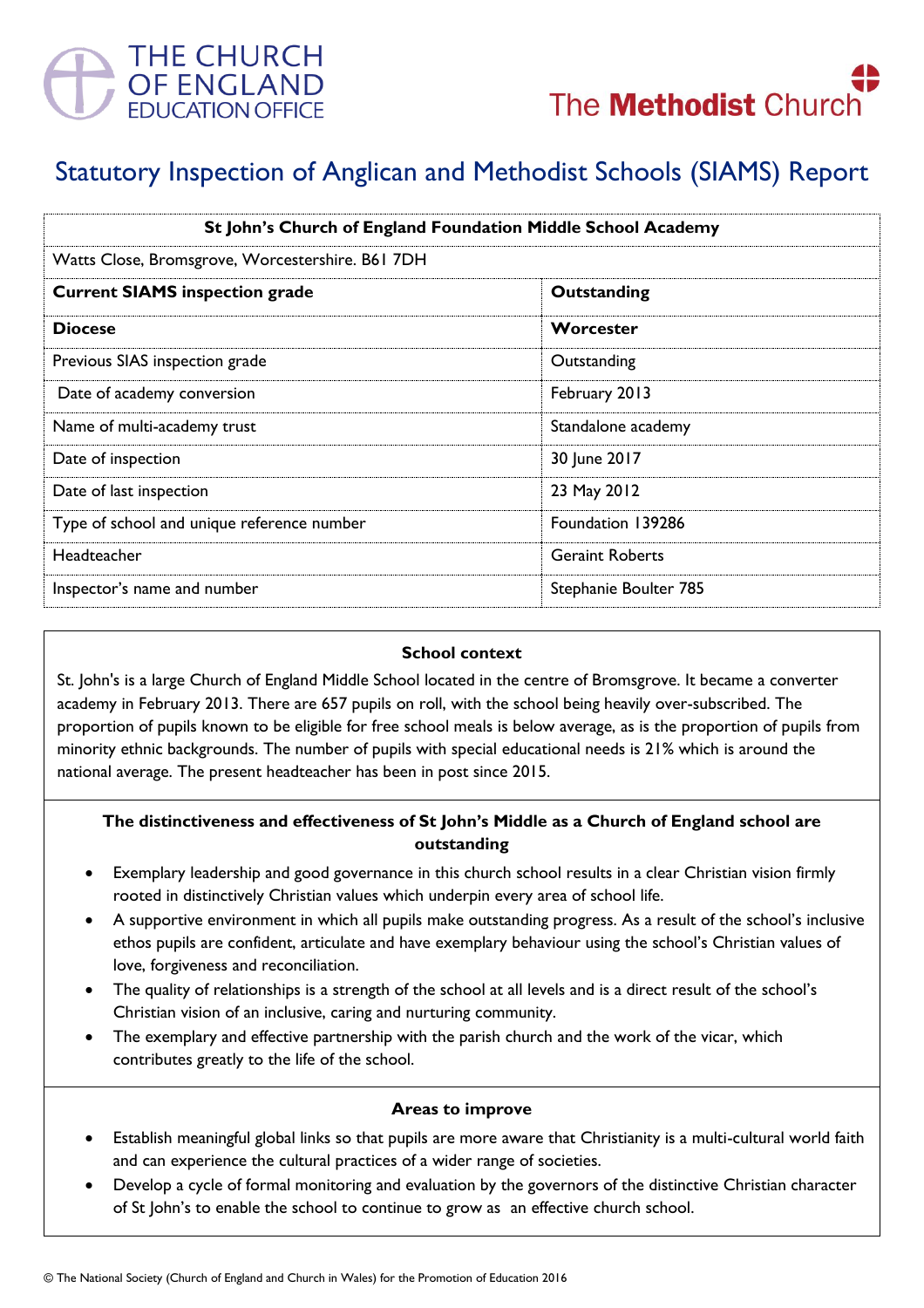THE CHURCH OF ENGLAND EDUCATION OFFICE

The Methodist Church

# Statutory Inspection of Anglican and Methodist Schools (SIAMS) Report

| St John's Church of England Foundation Middle School Academy | |
|---|---|
| Watts Close, Bromsgrove, Worcestershire. B61 7DH | |
| **Current SIAMS inspection grade** | **Outstanding** |
| **Diocese** | **Worcester** |
| Previous SIAS inspection grade | Outstanding |
| Date of academy conversion | February 2013 |
| Name of multi-academy trust | Standalone academy |
| Date of inspection | 30 June 2017 |
| Date of last inspection | 23 May 2012 |
| Type of school and unique reference number | Foundation 139286 |
| Headteacher | Geraint Roberts |
| Inspector's name and number | Stephanie Boulter 785 |

### School context

St. John's is a large Church of England Middle School located in the centre of Bromsgrove. It became a converter academy in February 2013. There are 657 pupils on roll, with the school being heavily over-subscribed. The proportion of pupils known to be eligible for free school meals is below average, as is the proportion of pupils from minority ethnic backgrounds. The number of pupils with special educational needs is 21% which is around the national average. The present headteacher has been in post since 2015.

### The distinctiveness and effectiveness of St John's Middle as a Church of England school are outstanding

- Exemplary leadership and good governance in this church school results in a clear Christian vision firmly rooted in distinctively Christian values which underpin every area of school life.
- A supportive environment in which all pupils make outstanding progress. As a result of the school's inclusive ethos pupils are confident, articulate and have exemplary behaviour using the school's Christian values of love, forgiveness and reconciliation.
- The quality of relationships is a strength of the school at all levels and is a direct result of the school's Christian vision of an inclusive, caring and nurturing community.
- The exemplary and effective partnership with the parish church and the work of the vicar, which contributes greatly to the life of the school.

### Areas to improve

- Establish meaningful global links so that pupils are more aware that Christianity is a multi-cultural world faith and can experience the cultural practices of a wider range of societies.
- Develop a cycle of formal monitoring and evaluation by the governors of the distinctive Christian character of St John's to enable the school to continue to grow as an effective church school.

© The National Society (Church of England and Church in Wales) for the Promotion of Education 2016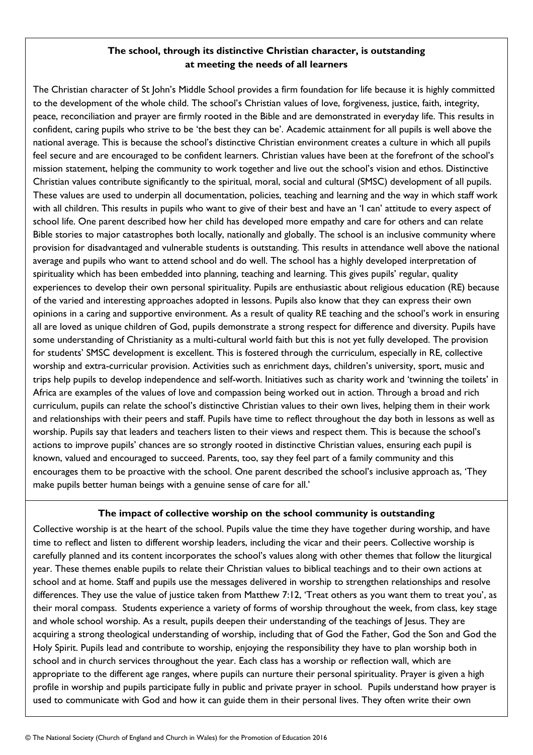**The school, through its distinctive Christian character, is outstanding at meeting the needs of all learners**

The Christian character of St John's Middle School provides a firm foundation for life because it is highly committed to the development of the whole child. The school's Christian values of love, forgiveness, justice, faith, integrity, peace, reconciliation and prayer are firmly rooted in the Bible and are demonstrated in everyday life. This results in confident, caring pupils who strive to be 'the best they can be'. Academic attainment for all pupils is well above the national average. This is because the school's distinctive Christian environment creates a culture in which all pupils feel secure and are encouraged to be confident learners. Christian values have been at the forefront of the school's mission statement, helping the community to work together and live out the school's vision and ethos. Distinctive Christian values contribute significantly to the spiritual, moral, social and cultural (SMSC) development of all pupils. These values are used to underpin all documentation, policies, teaching and learning and the way in which staff work with all children. This results in pupils who want to give of their best and have an 'I can' attitude to every aspect of school life. One parent described how her child has developed more empathy and care for others and can relate Bible stories to major catastrophes both locally, nationally and globally. The school is an inclusive community where provision for disadvantaged and vulnerable students is outstanding. This results in attendance well above the national average and pupils who want to attend school and do well. The school has a highly developed interpretation of spirituality which has been embedded into planning, teaching and learning. This gives pupils' regular, quality experiences to develop their own personal spirituality. Pupils are enthusiastic about religious education (RE) because of the varied and interesting approaches adopted in lessons. Pupils also know that they can express their own opinions in a caring and supportive environment. As a result of quality RE teaching and the school's work in ensuring all are loved as unique children of God, pupils demonstrate a strong respect for difference and diversity. Pupils have some understanding of Christianity as a multi-cultural world faith but this is not yet fully developed. The provision for students' SMSC development is excellent. This is fostered through the curriculum, especially in RE, collective worship and extra-curricular provision. Activities such as enrichment days, children's university, sport, music and trips help pupils to develop independence and self-worth. Initiatives such as charity work and 'twinning the toilets' in Africa are examples of the values of love and compassion being worked out in action. Through a broad and rich curriculum, pupils can relate the school's distinctive Christian values to their own lives, helping them in their work and relationships with their peers and staff. Pupils have time to reflect throughout the day both in lessons as well as worship. Pupils say that leaders and teachers listen to their views and respect them. This is because the school's actions to improve pupils' chances are so strongly rooted in distinctive Christian values, ensuring each pupil is known, valued and encouraged to succeed. Parents, too, say they feel part of a family community and this encourages them to be proactive with the school. One parent described the school's inclusive approach as, 'They make pupils better human beings with a genuine sense of care for all.'

**The impact of collective worship on the school community is outstanding**

Collective worship is at the heart of the school. Pupils value the time they have together during worship, and have time to reflect and listen to different worship leaders, including the vicar and their peers. Collective worship is carefully planned and its content incorporates the school's values along with other themes that follow the liturgical year. These themes enable pupils to relate their Christian values to biblical teachings and to their own actions at school and at home. Staff and pupils use the messages delivered in worship to strengthen relationships and resolve differences. They use the value of justice taken from Matthew 7:12, 'Treat others as you want them to treat you', as their moral compass. Students experience a variety of forms of worship throughout the week, from class, key stage and whole school worship. As a result, pupils deepen their understanding of the teachings of Jesus. They are acquiring a strong theological understanding of worship, including that of God the Father, God the Son and God the Holy Spirit. Pupils lead and contribute to worship, enjoying the responsibility they have to plan worship both in school and in church services throughout the year. Each class has a worship or reflection wall, which are appropriate to the different age ranges, where pupils can nurture their personal spirituality. Prayer is given a high profile in worship and pupils participate fully in public and private prayer in school. Pupils understand how prayer is used to communicate with God and how it can guide them in their personal lives. They often write their own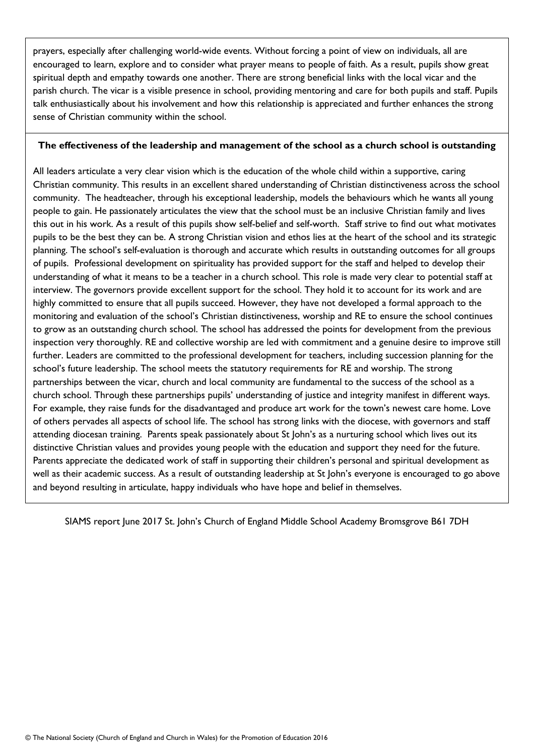prayers, especially after challenging world-wide events. Without forcing a point of view on individuals, all are encouraged to learn, explore and to consider what prayer means to people of faith. As a result, pupils show great spiritual depth and empathy towards one another. There are strong beneficial links with the local vicar and the parish church. The vicar is a visible presence in school, providing mentoring and care for both pupils and staff. Pupils talk enthusiastically about his involvement and how this relationship is appreciated and further enhances the strong sense of Christian community within the school.

**The effectiveness of the leadership and management of the school as a church school is outstanding**

All leaders articulate a very clear vision which is the education of the whole child within a supportive, caring Christian community. This results in an excellent shared understanding of Christian distinctiveness across the school community. The headteacher, through his exceptional leadership, models the behaviours which he wants all young people to gain. He passionately articulates the view that the school must be an inclusive Christian family and lives this out in his work. As a result of this pupils show self-belief and self-worth. Staff strive to find out what motivates pupils to be the best they can be. A strong Christian vision and ethos lies at the heart of the school and its strategic planning. The school's self-evaluation is thorough and accurate which results in outstanding outcomes for all groups of pupils. Professional development on spirituality has provided support for the staff and helped to develop their understanding of what it means to be a teacher in a church school. This role is made very clear to potential staff at interview. The governors provide excellent support for the school. They hold it to account for its work and are highly committed to ensure that all pupils succeed. However, they have not developed a formal approach to the monitoring and evaluation of the school's Christian distinctiveness, worship and RE to ensure the school continues to grow as an outstanding church school. The school has addressed the points for development from the previous inspection very thoroughly. RE and collective worship are led with commitment and a genuine desire to improve still further. Leaders are committed to the professional development for teachers, including succession planning for the school's future leadership. The school meets the statutory requirements for RE and worship. The strong partnerships between the vicar, church and local community are fundamental to the success of the school as a church school. Through these partnerships pupils' understanding of justice and integrity manifest in different ways. For example, they raise funds for the disadvantaged and produce art work for the town's newest care home. Love of others pervades all aspects of school life. The school has strong links with the diocese, with governors and staff attending diocesan training. Parents speak passionately about St John's as a nurturing school which lives out its distinctive Christian values and provides young people with the education and support they need for the future. Parents appreciate the dedicated work of staff in supporting their children's personal and spiritual development as well as their academic success. As a result of outstanding leadership at St John's everyone is encouraged to go above and beyond resulting in articulate, happy individuals who have hope and belief in themselves.

SIAMS report June 2017 St. John's Church of England Middle School Academy Bromsgrove B61 7DH